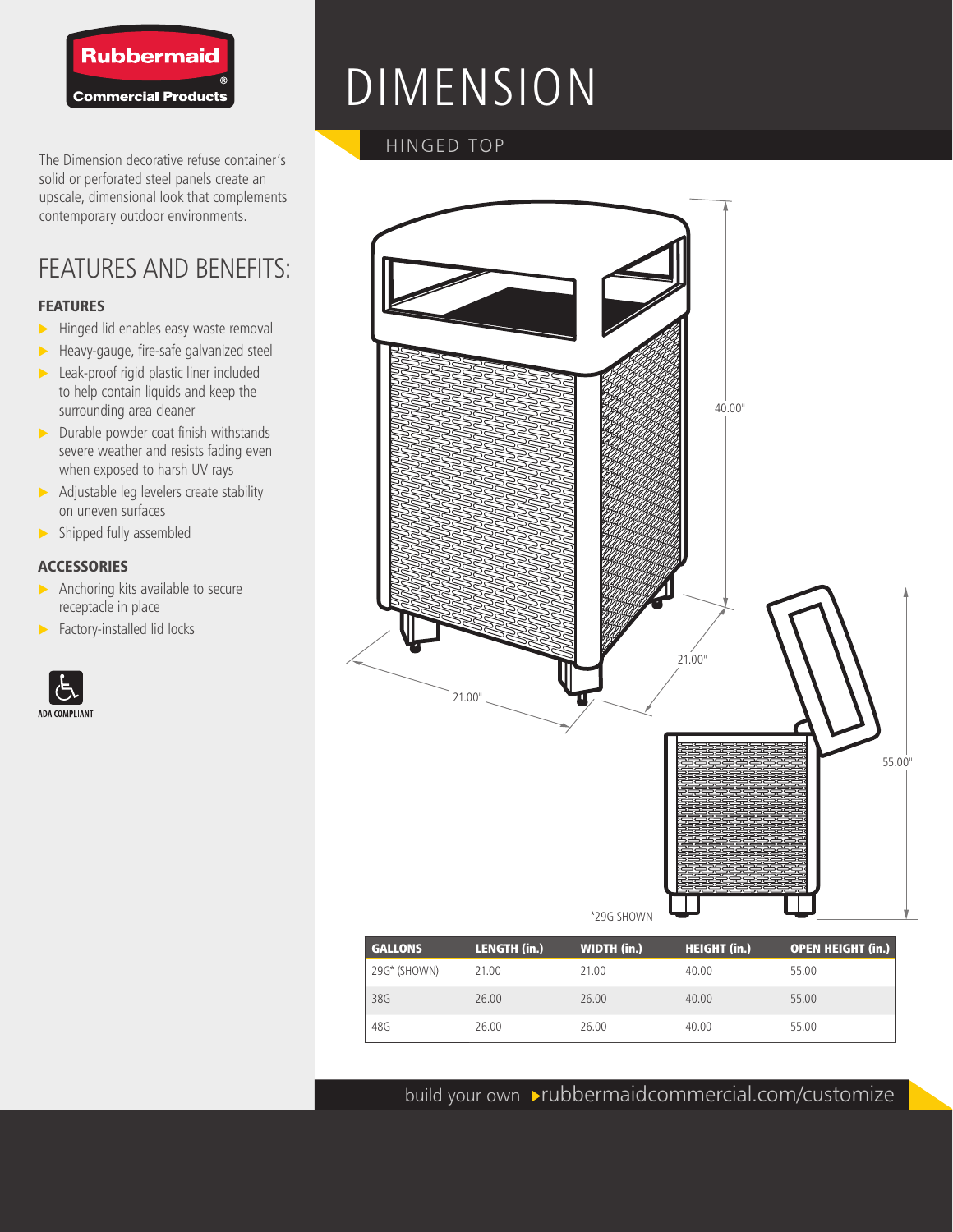Rubbermaid Commercial Products

# DIMENSION

## HINGED TOP

The Dimension decorative refuse container's solid or perforated steel panels create an upscale, dimensional look that complements contemporary outdoor environments.

## FEATURES AND BENEFITS:

### FEATURES

- Hinged lid enables easy waste removal
- Heavy-gauge, fire-safe galvanized steel
- Leak-proof rigid plastic liner included to help contain liquids and keep the surrounding area cleaner
- Durable powder coat finish withstands severe weather and resists fading even when exposed to harsh UV rays
- Adjustable leg levelers create stability on uneven surfaces
- Shipped fully assembled

### ACCESSORIES

- Anchoring kits available to secure receptacle in place
- Factory-installed lid locks

ADA COMPLIANT

40.00"

21.00"

21.00"

55.00"

*29G SHOWN

| GALLONS | LENGTH (in.) | WIDTH (in.) | HEIGHT (in.) | OPEN HEIGHT (in.) |
|---|---|---|---|---|
| 29G* (SHOWN) | 21.00 | 21.00 | 40.00 | 55.00 |
| 38G | 26.00 | 26.00 | 40.00 | 55.00 |
| 48G | 26.00 | 26.00 | 40.00 | 55.00 |

build your own ▸rubbermaidcommercial.com/customize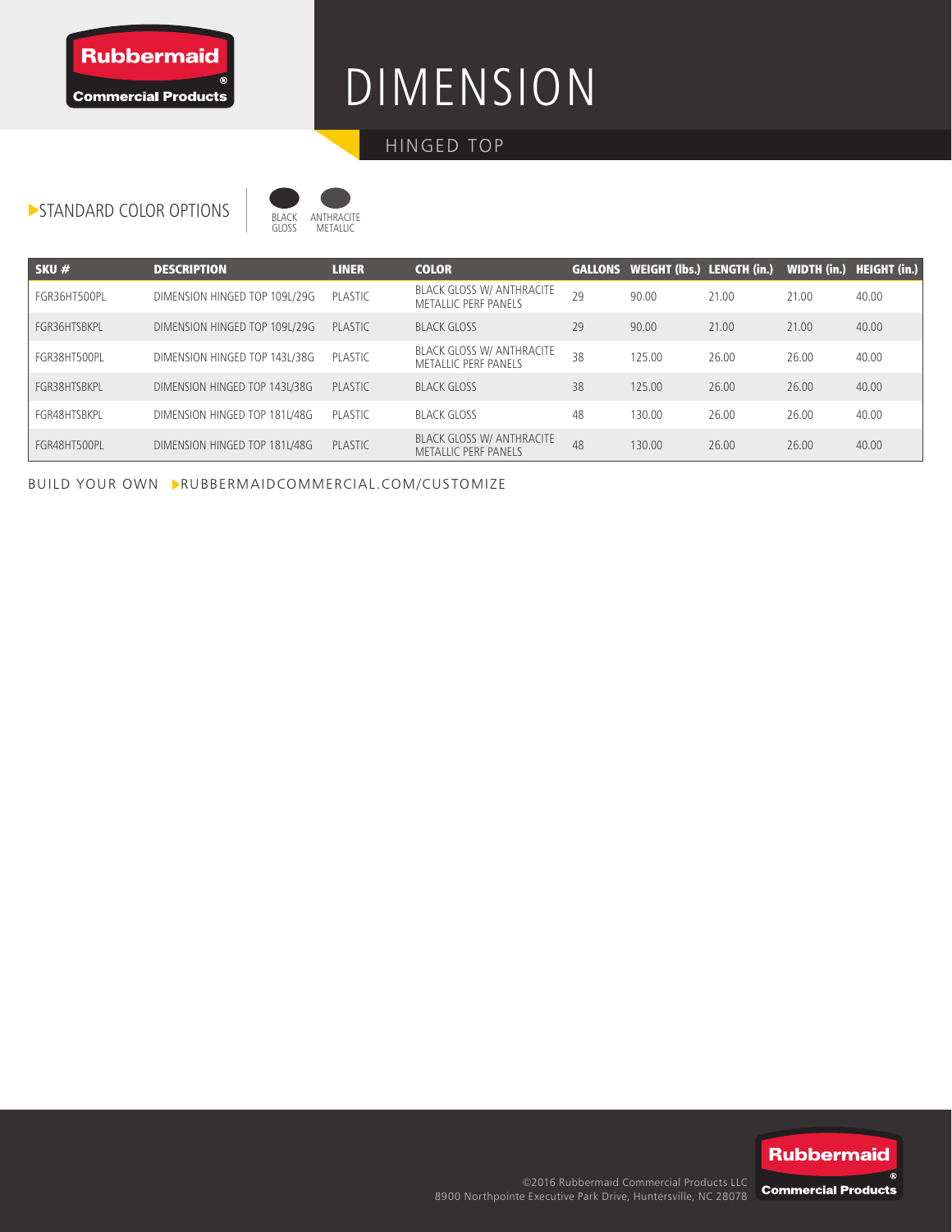# DIMENSION

## HINGED TOP

STANDARD COLOR OPTIONS

BLACK GLOSS | ANTHRACITE METALLIC

| SKU # | DESCRIPTION | LINER | COLOR | GALLONS | WEIGHT (lbs.) | LENGTH (in.) | WIDTH (in.) | HEIGHT (in.) |
|---|---|---|---|---|---|---|---|---|
| FGR36HT500PL | DIMENSION HINGED TOP 109L/29G | PLASTIC | BLACK GLOSS W/ ANTHRACITE METALLIC PERF PANELS | 29 | 90.00 | 21.00 | 21.00 | 40.00 |
| FGR36HTSBKPL | DIMENSION HINGED TOP 109L/29G | PLASTIC | BLACK GLOSS | 29 | 90.00 | 21.00 | 21.00 | 40.00 |
| FGR38HT500PL | DIMENSION HINGED TOP 143L/38G | PLASTIC | BLACK GLOSS W/ ANTHRACITE METALLIC PERF PANELS | 38 | 125.00 | 26.00 | 26.00 | 40.00 |
| FGR38HTSBKPL | DIMENSION HINGED TOP 143L/38G | PLASTIC | BLACK GLOSS | 38 | 125.00 | 26.00 | 26.00 | 40.00 |
| FGR48HTSBKPL | DIMENSION HINGED TOP 181L/48G | PLASTIC | BLACK GLOSS | 48 | 130.00 | 26.00 | 26.00 | 40.00 |
| FGR48HT500PL | DIMENSION HINGED TOP 181L/48G | PLASTIC | BLACK GLOSS W/ ANTHRACITE METALLIC PERF PANELS | 48 | 130.00 | 26.00 | 26.00 | 40.00 |

BUILD YOUR OWN RUBBERMAIDCOMMERCIAL.COM/CUSTOMIZE

©2016 Rubbermaid Commercial Products LLC
8900 Northpointe Executive Park Drive, Huntersville, NC 28078